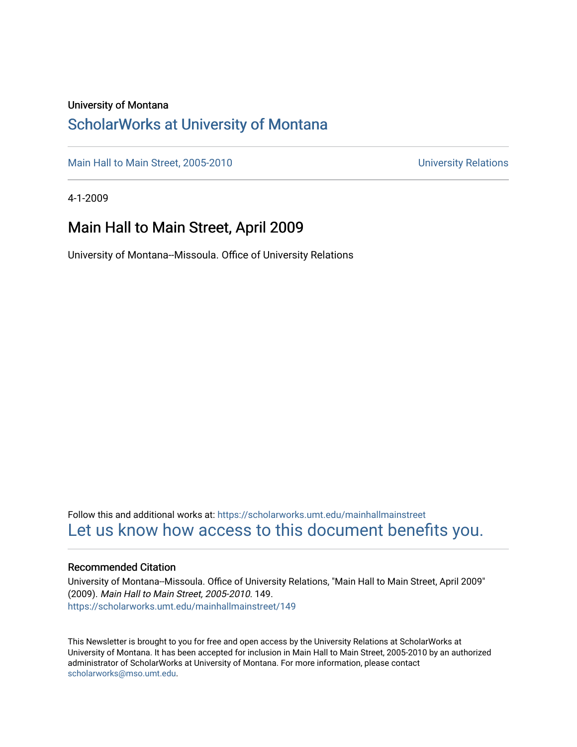University of Montana

# ScholarWorks at University of Montana

Main Hall to Main Street, 2005-2010

University Relations

4-1-2009

## Main Hall to Main Street, April 2009

University of Montana--Missoula. Office of University Relations

Follow this and additional works at: https://scholarworks.umt.edu/mainhallmainstreet

Let us know how access to this document benefits you.

### Recommended Citation

University of Montana--Missoula. Office of University Relations, "Main Hall to Main Street, April 2009" (2009). *Main Hall to Main Street, 2005-2010*. 149.
https://scholarworks.umt.edu/mainhallmainstreet/149

This Newsletter is brought to you for free and open access by the University Relations at ScholarWorks at University of Montana. It has been accepted for inclusion in Main Hall to Main Street, 2005-2010 by an authorized administrator of ScholarWorks at University of Montana. For more information, please contact scholarworks@mso.umt.edu.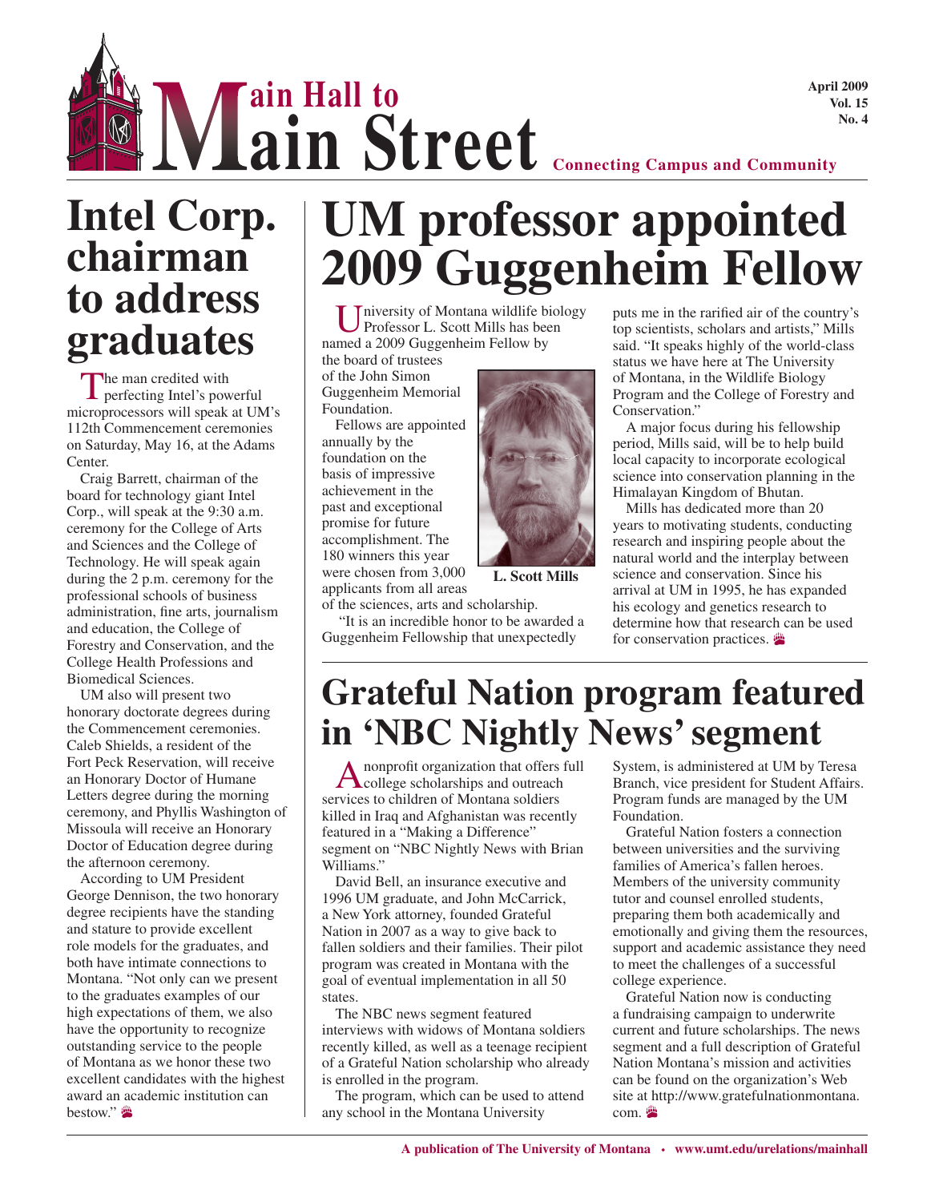# Main Hall to Main Street

**Connecting Campus and Community**

April 2009
Vol. 15
No. 4

# UM professor appointed 2009 Guggenheim Fellow

University of Montana wildlife biology Professor L. Scott Mills has been named a 2009 Guggenheim Fellow by the board of trustees of the John Simon Guggenheim Memorial Foundation.

Fellows are appointed annually by the foundation on the basis of impressive achievement in the past and exceptional promise for future accomplishment. The 180 winners this year were chosen from 3,000 applicants from all areas of the sciences, arts and scholarship.

L. Scott Mills

"It is an incredible honor to be awarded a Guggenheim Fellowship that unexpectedly puts me in the rarified air of the country's top scientists, scholars and artists," Mills said. "It speaks highly of the world-class status we have here at The University of Montana, in the Wildlife Biology Program and the College of Forestry and Conservation."

A major focus during his fellowship period, Mills said, will be to help build local capacity to incorporate ecological science into conservation planning in the Himalayan Kingdom of Bhutan.

Mills has dedicated more than 20 years to motivating students, conducting research and inspiring people about the natural world and the interplay between science and conservation. Since his arrival at UM in 1995, he has expanded his ecology and genetics research to determine how that research can be used for conservation practices.

# Intel Corp. chairman to address graduates

The man credited with perfecting Intel's powerful microprocessors will speak at UM's 112th Commencement ceremonies on Saturday, May 16, at the Adams Center.

Craig Barrett, chairman of the board for technology giant Intel Corp., will speak at the 9:30 a.m. ceremony for the College of Arts and Sciences and the College of Technology. He will speak again during the 2 p.m. ceremony for the professional schools of business administration, fine arts, journalism and education, the College of Forestry and Conservation, and the College Health Professions and Biomedical Sciences.

UM also will present two honorary doctorate degrees during the Commencement ceremonies. Caleb Shields, a resident of the Fort Peck Reservation, will receive an Honorary Doctor of Humane Letters degree during the morning ceremony, and Phyllis Washington of Missoula will receive an Honorary Doctor of Education degree during the afternoon ceremony.

According to UM President George Dennison, the two honorary degree recipients have the standing and stature to provide excellent role models for the graduates, and both have intimate connections to Montana. "Not only can we present to the graduates examples of our high expectations of them, we also have the opportunity to recognize outstanding service to the people of Montana as we honor these two excellent candidates with the highest award an academic institution can bestow."

# Grateful Nation program featured in 'NBC Nightly News' segment

A nonprofit organization that offers full college scholarships and outreach services to children of Montana soldiers killed in Iraq and Afghanistan was recently featured in a "Making a Difference" segment on "NBC Nightly News with Brian Williams."

David Bell, an insurance executive and 1996 UM graduate, and John McCarrick, a New York attorney, founded Grateful Nation in 2007 as a way to give back to fallen soldiers and their families. Their pilot program was created in Montana with the goal of eventual implementation in all 50 states.

The NBC news segment featured interviews with widows of Montana soldiers recently killed, as well as a teenage recipient of a Grateful Nation scholarship who already is enrolled in the program.

The program, which can be used to attend any school in the Montana University System, is administered at UM by Teresa Branch, vice president for Student Affairs. Program funds are managed by the UM Foundation.

Grateful Nation fosters a connection between universities and the surviving families of America's fallen heroes. Members of the university community tutor and counsel enrolled students, preparing them both academically and emotionally and giving them the resources, support and academic assistance they need to meet the challenges of a successful college experience.

Grateful Nation now is conducting a fundraising campaign to underwrite current and future scholarships. The news segment and a full description of Grateful Nation Montana's mission and activities can be found on the organization's Web site at http://www.gratefulnationmontana.com.

A publication of The University of Montana • www.umt.edu/urelations/mainhall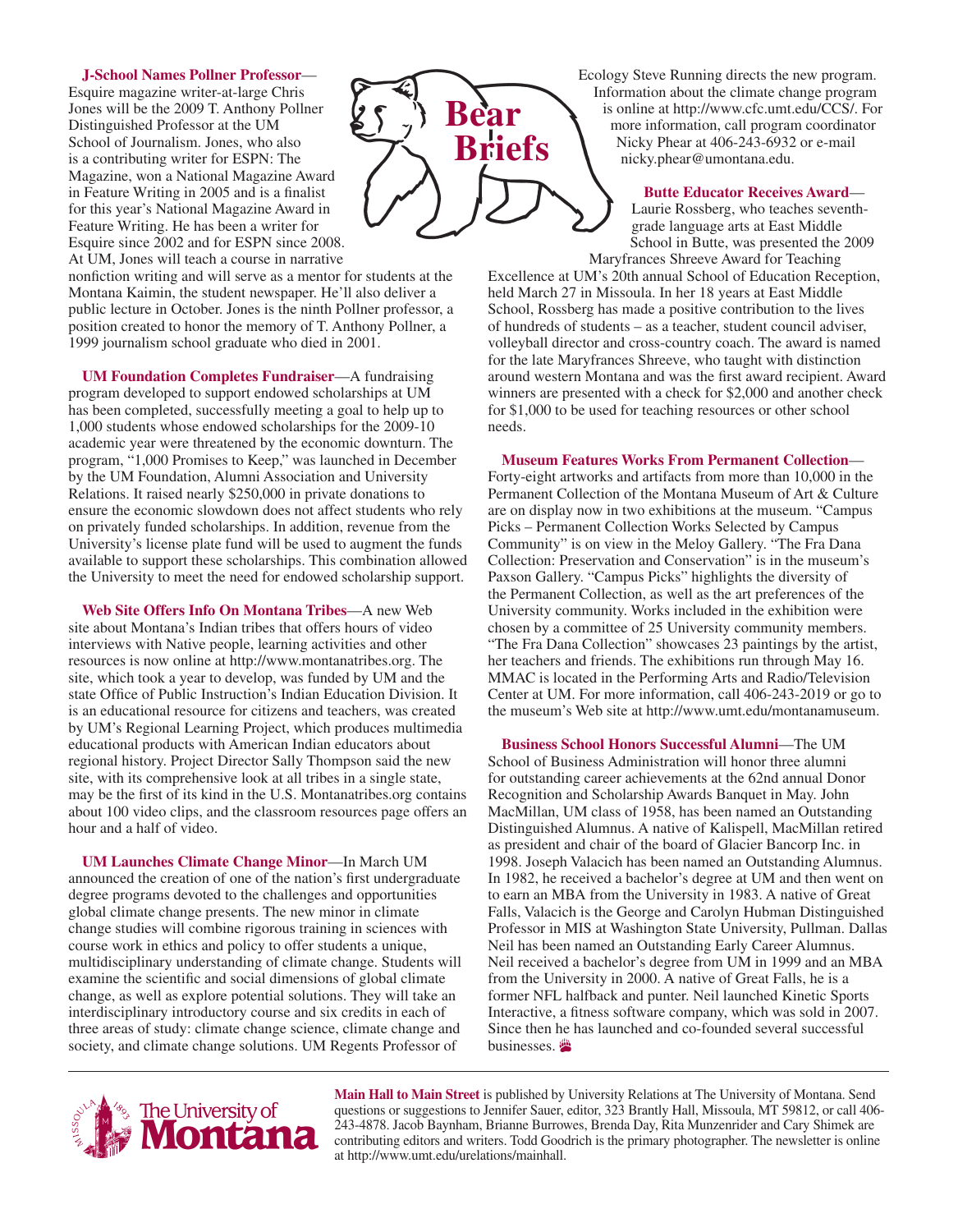# Bear Briefs

**J-School Names Pollner Professor**—Esquire magazine writer-at-large Chris Jones will be the 2009 T. Anthony Pollner Distinguished Professor at the UM School of Journalism. Jones, who also is a contributing writer for ESPN: The Magazine, won a National Magazine Award in Feature Writing in 2005 and is a finalist for this year's National Magazine Award in Feature Writing. He has been a writer for Esquire since 2002 and for ESPN since 2008. At UM, Jones will teach a course in narrative nonfiction writing and will serve as a mentor for students at the Montana Kaimin, the student newspaper. He'll also deliver a public lecture in October. Jones is the ninth Pollner professor, a position created to honor the memory of T. Anthony Pollner, a 1999 journalism school graduate who died in 2001.

**UM Foundation Completes Fundraiser**—A fundraising program developed to support endowed scholarships at UM has been completed, successfully meeting a goal to help up to 1,000 students whose endowed scholarships for the 2009-10 academic year were threatened by the economic downturn. The program, "1,000 Promises to Keep," was launched in December by the UM Foundation, Alumni Association and University Relations. It raised nearly $250,000 in private donations to ensure the economic slowdown does not affect students who rely on privately funded scholarships. In addition, revenue from the University's license plate fund will be used to augment the funds available to support these scholarships. This combination allowed the University to meet the need for endowed scholarship support.

**Web Site Offers Info On Montana Tribes**—A new Web site about Montana's Indian tribes that offers hours of video interviews with Native people, learning activities and other resources is now online at http://www.montanatribes.org. The site, which took a year to develop, was funded by UM and the state Office of Public Instruction's Indian Education Division. It is an educational resource for citizens and teachers, was created by UM's Regional Learning Project, which produces multimedia educational products with American Indian educators about regional history. Project Director Sally Thompson said the new site, with its comprehensive look at all tribes in a single state, may be the first of its kind in the U.S. Montanatribes.org contains about 100 video clips, and the classroom resources page offers an hour and a half of video.

**UM Launches Climate Change Minor**—In March UM announced the creation of one of the nation's first undergraduate degree programs devoted to the challenges and opportunities global climate change presents. The new minor in climate change studies will combine rigorous training in sciences with course work in ethics and policy to offer students a unique, multidisciplinary understanding of climate change. Students will examine the scientific and social dimensions of global climate change, as well as explore potential solutions. They will take an interdisciplinary introductory course and six credits in each of three areas of study: climate change science, climate change and society, and climate change solutions. UM Regents Professor of Ecology Steve Running directs the new program. Information about the climate change program is online at http://www.cfc.umt.edu/CCS/. For more information, call program coordinator Nicky Phear at 406-243-6932 or e-mail nicky.phear@umontana.edu.

**Butte Educator Receives Award**—Laurie Rossberg, who teaches seventh-grade language arts at East Middle School in Butte, was presented the 2009 Maryfrances Shreeve Award for Teaching Excellence at UM's 20th annual School of Education Reception, held March 27 in Missoula. In her 18 years at East Middle School, Rossberg has made a positive contribution to the lives of hundreds of students – as a teacher, student council adviser, volleyball director and cross-country coach. The award is named for the late Maryfrances Shreeve, who taught with distinction around western Montana and was the first award recipient. Award winners are presented with a check for $2,000 and another check for $1,000 to be used for teaching resources or other school needs.

**Museum Features Works From Permanent Collection**—Forty-eight artworks and artifacts from more than 10,000 in the Permanent Collection of the Montana Museum of Art & Culture are on display now in two exhibitions at the museum. "Campus Picks – Permanent Collection Works Selected by Campus Community" is on view in the Meloy Gallery. "The Fra Dana Collection: Preservation and Conservation" is in the museum's Paxson Gallery. "Campus Picks" highlights the diversity of the Permanent Collection, as well as the art preferences of the University community. Works included in the exhibition were chosen by a committee of 25 University community members. "The Fra Dana Collection" showcases 23 paintings by the artist, her teachers and friends. The exhibitions run through May 16. MMAC is located in the Performing Arts and Radio/Television Center at UM. For more information, call 406-243-2019 or go to the museum's Web site at http://www.umt.edu/montanamuseum.

**Business School Honors Successful Alumni**—The UM School of Business Administration will honor three alumni for outstanding career achievements at the 62nd annual Donor Recognition and Scholarship Awards Banquet in May. John MacMillan, UM class of 1958, has been named an Outstanding Distinguished Alumnus. A native of Kalispell, MacMillan retired as president and chair of the board of Glacier Bancorp Inc. in 1998. Joseph Valacich has been named an Outstanding Alumnus. In 1982, he received a bachelor's degree at UM and then went on to earn an MBA from the University in 1983. A native of Great Falls, Valacich is the George and Carolyn Hubman Distinguished Professor in MIS at Washington State University, Pullman. Dallas Neil has been named an Outstanding Early Career Alumnus. Neil received a bachelor's degree from UM in 1999 and an MBA from the University in 2000. A native of Great Falls, he is a former NFL halfback and punter. Neil launched Kinetic Sports Interactive, a fitness software company, which was sold in 2007. Since then he has launched and co-founded several successful businesses.

---

The University of Montana

**Main Hall to Main Street** is published by University Relations at The University of Montana. Send questions or suggestions to Jennifer Sauer, editor, 323 Brantly Hall, Missoula, MT 59812, or call 406-243-4878. Jacob Baynham, Brianne Burrowes, Brenda Day, Rita Munzenrider and Cary Shimek are contributing editors and writers. Todd Goodrich is the primary photographer. The newsletter is online at http://www.umt.edu/urelations/mainhall.